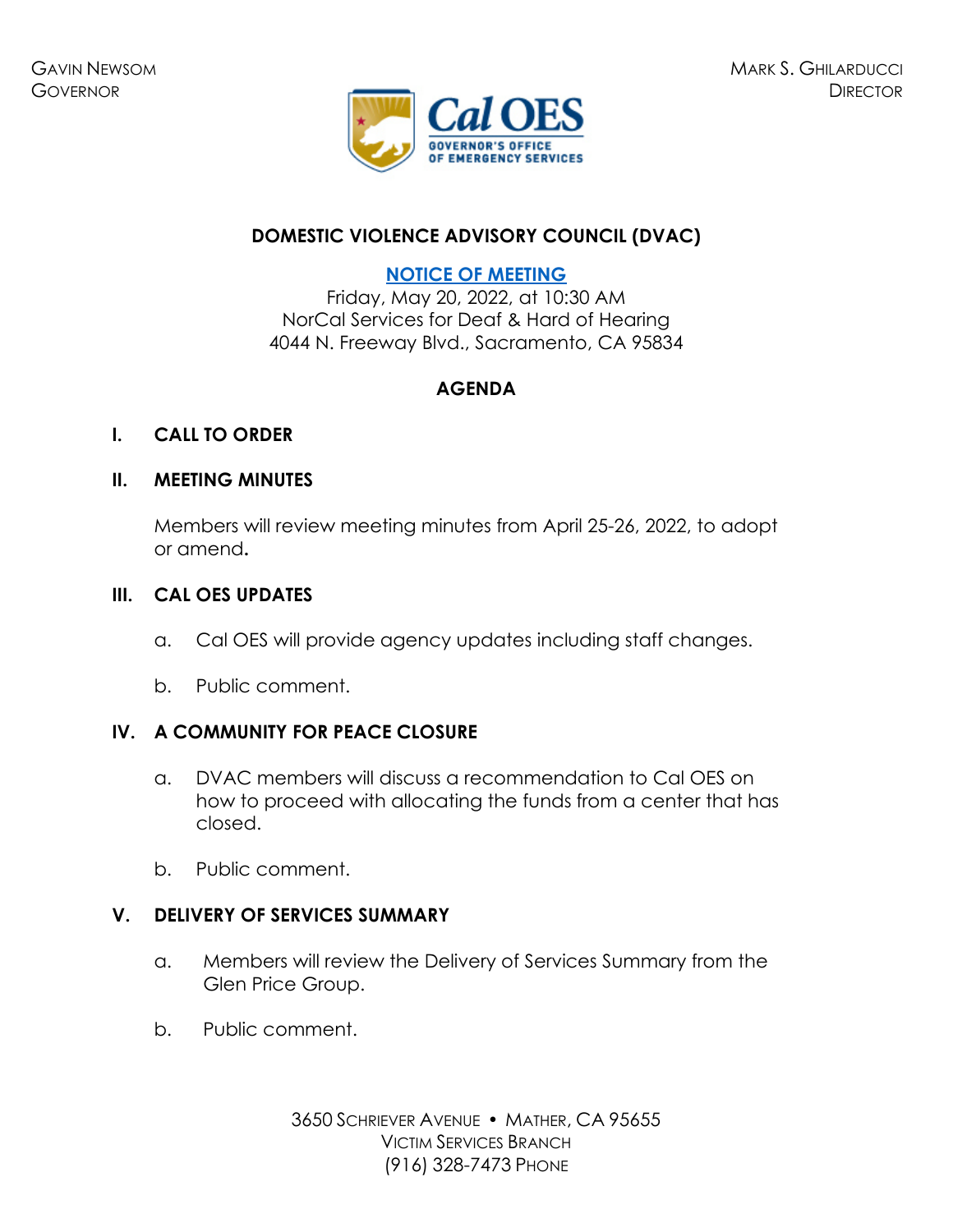GAVIN NEWSOM
GOVERNOR

MARK S. GHILARDUCCI
DIRECTOR

Cal OES
GOVERNOR'S OFFICE
OF EMERGENCY SERVICES

# DOMESTIC VIOLENCE ADVISORY COUNCIL (DVAC)

**NOTICE OF MEETING**
Friday, May 20, 2022, at 10:30 AM
NorCal Services for Deaf & Hard of Hearing
4044 N. Freeway Blvd., Sacramento, CA 95834

## AGENDA

### I. CALL TO ORDER

### II. MEETING MINUTES

Members will review meeting minutes from April 25-26, 2022, to adopt or amend.

### III. CAL OES UPDATES

a. Cal OES will provide agency updates including staff changes.

b. Public comment.

### IV. A COMMUNITY FOR PEACE CLOSURE

a. DVAC members will discuss a recommendation to Cal OES on how to proceed with allocating the funds from a center that has closed.

b. Public comment.

### V. DELIVERY OF SERVICES SUMMARY

a. Members will review the Delivery of Services Summary from the Glen Price Group.

b. Public comment.

3650 SCHRIEVER AVENUE • MATHER, CA 95655
VICTIM SERVICES BRANCH
(916) 328-7473 PHONE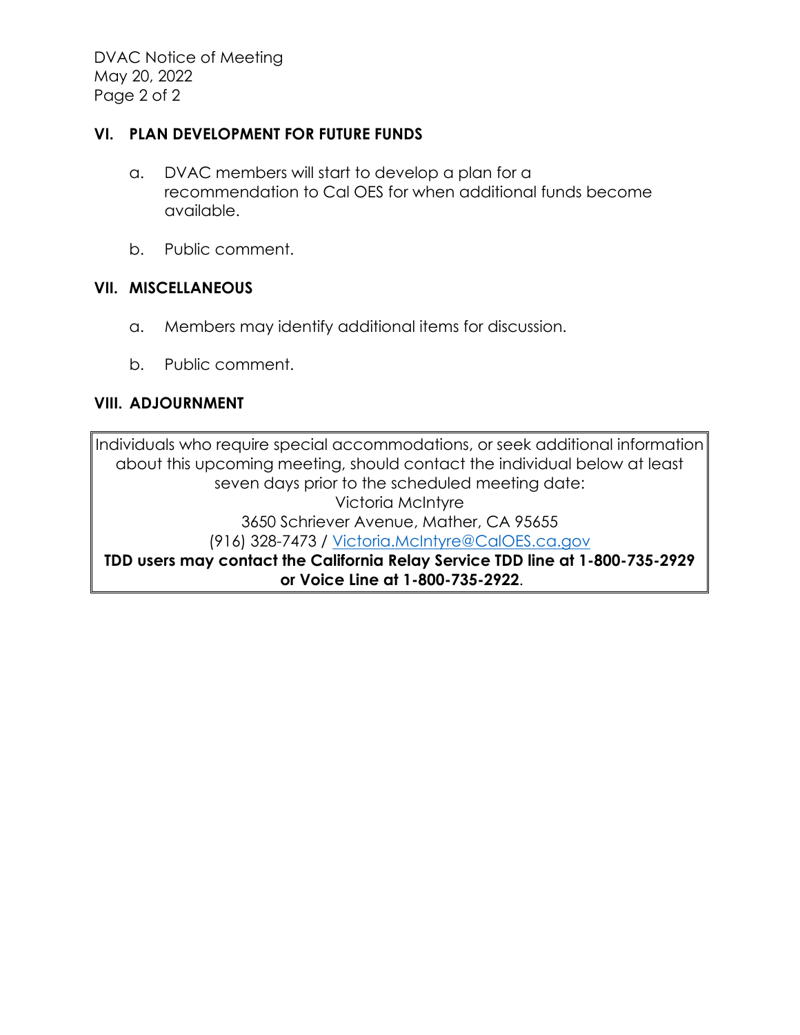## VI. PLAN DEVELOPMENT FOR FUTURE FUNDS

a. DVAC members will start to develop a plan for a recommendation to Cal OES for when additional funds become available.

b. Public comment.

## VII. MISCELLANEOUS

a. Members may identify additional items for discussion.

b. Public comment.

## VIII. ADJOURNMENT

Individuals who require special accommodations, or seek additional information about this upcoming meeting, should contact the individual below at least seven days prior to the scheduled meeting date:
Victoria McIntyre
3650 Schriever Avenue, Mather, CA 95655
(916) 328-7473 / Victoria.McIntyre@CalOES.ca.gov
**TDD users may contact the California Relay Service TDD line at 1-800-735-2929 or Voice Line at 1-800-735-2922**.